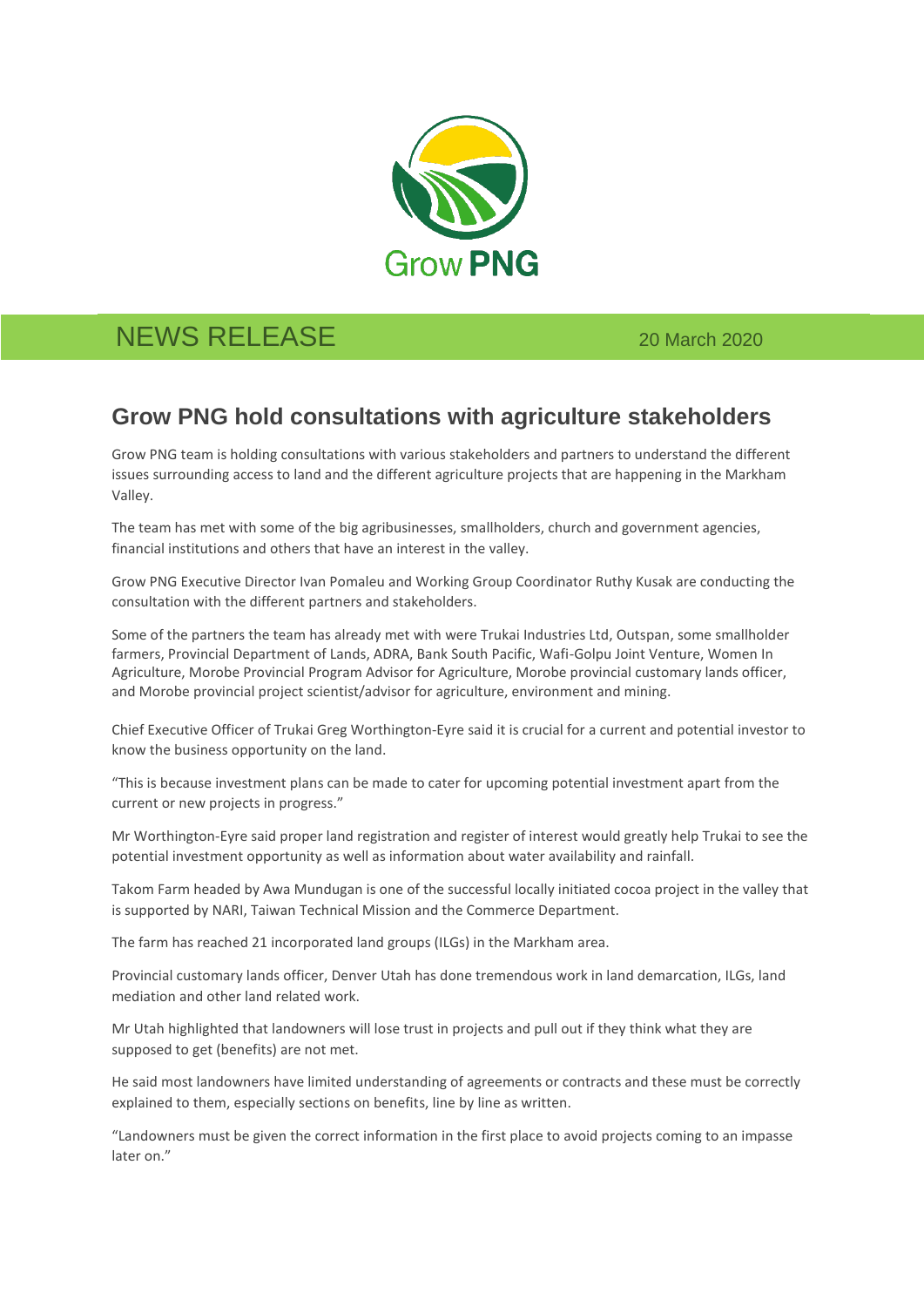Grow PNG

NEWS RELEASE 20 March 2020

## Grow PNG hold consultations with agriculture stakeholders

Grow PNG team is holding consultations with various stakeholders and partners to understand the different issues surrounding access to land and the different agriculture projects that are happening in the Markham Valley.

The team has met with some of the big agribusinesses, smallholders, church and government agencies, financial institutions and others that have an interest in the valley.

Grow PNG Executive Director Ivan Pomaleu and Working Group Coordinator Ruthy Kusak are conducting the consultation with the different partners and stakeholders.

Some of the partners the team has already met with were Trukai Industries Ltd, Outspan, some smallholder farmers, Provincial Department of Lands, ADRA, Bank South Pacific, Wafi-Golpu Joint Venture, Women In Agriculture, Morobe Provincial Program Advisor for Agriculture, Morobe provincial customary lands officer, and Morobe provincial project scientist/advisor for agriculture, environment and mining.

Chief Executive Officer of Trukai Greg Worthington-Eyre said it is crucial for a current and potential investor to know the business opportunity on the land.

"This is because investment plans can be made to cater for upcoming potential investment apart from the current or new projects in progress."

Mr Worthington-Eyre said proper land registration and register of interest would greatly help Trukai to see the potential investment opportunity as well as information about water availability and rainfall.

Takom Farm headed by Awa Mundugan is one of the successful locally initiated cocoa project in the valley that is supported by NARI, Taiwan Technical Mission and the Commerce Department.

The farm has reached 21 incorporated land groups (ILGs) in the Markham area.

Provincial customary lands officer, Denver Utah has done tremendous work in land demarcation, ILGs, land mediation and other land related work.

Mr Utah highlighted that landowners will lose trust in projects and pull out if they think what they are supposed to get (benefits) are not met.

He said most landowners have limited understanding of agreements or contracts and these must be correctly explained to them, especially sections on benefits, line by line as written.

"Landowners must be given the correct information in the first place to avoid projects coming to an impasse later on."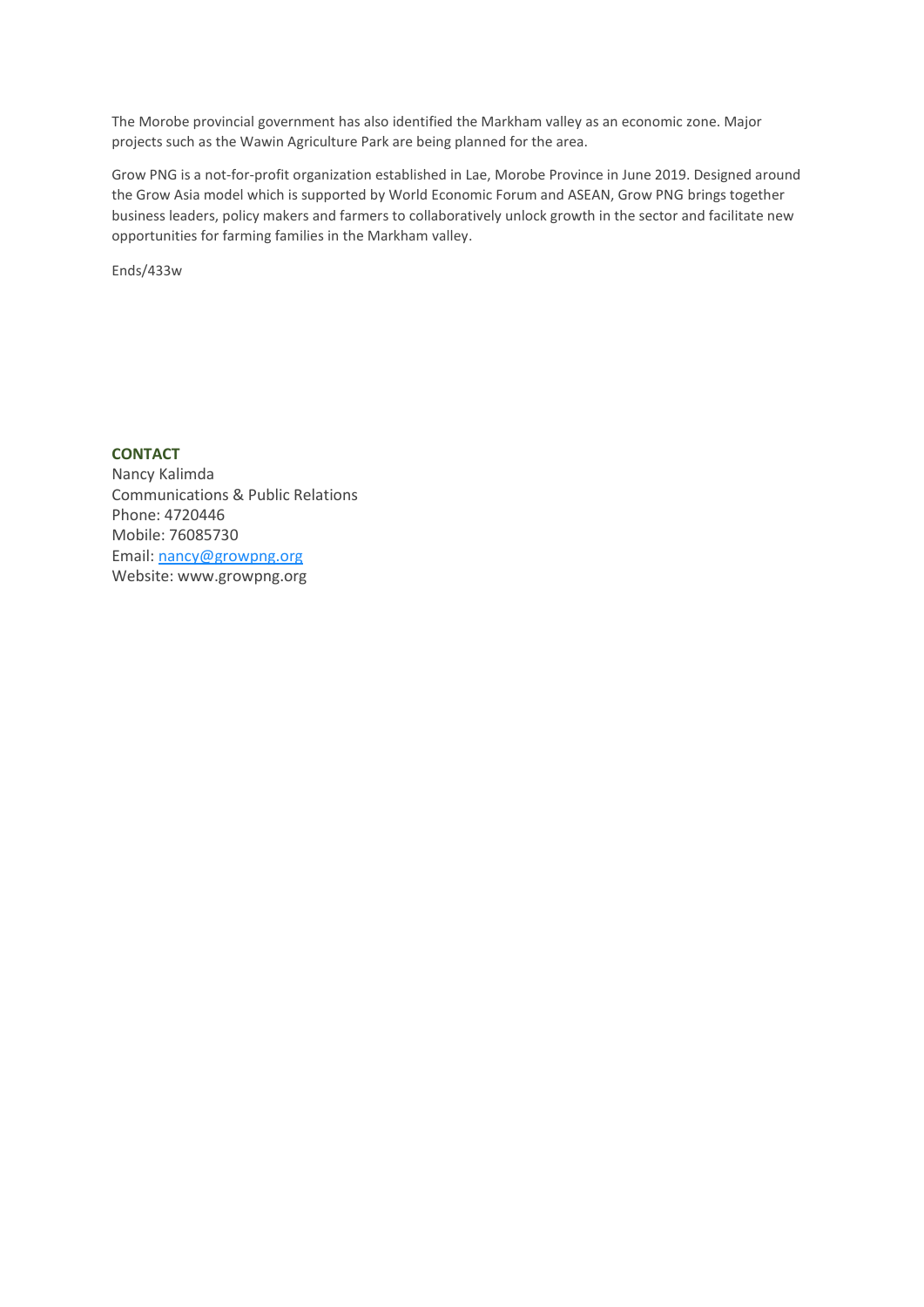The Morobe provincial government has also identified the Markham valley as an economic zone. Major projects such as the Wawin Agriculture Park are being planned for the area.

Grow PNG is a not-for-profit organization established in Lae, Morobe Province in June 2019. Designed around the Grow Asia model which is supported by World Economic Forum and ASEAN, Grow PNG brings together business leaders, policy makers and farmers to collaboratively unlock growth in the sector and facilitate new opportunities for farming families in the Markham valley.

Ends/433w

**CONTACT**
Nancy Kalimda
Communications & Public Relations
Phone: 4720446
Mobile: 76085730
Email: nancy@growpng.org
Website: www.growpng.org